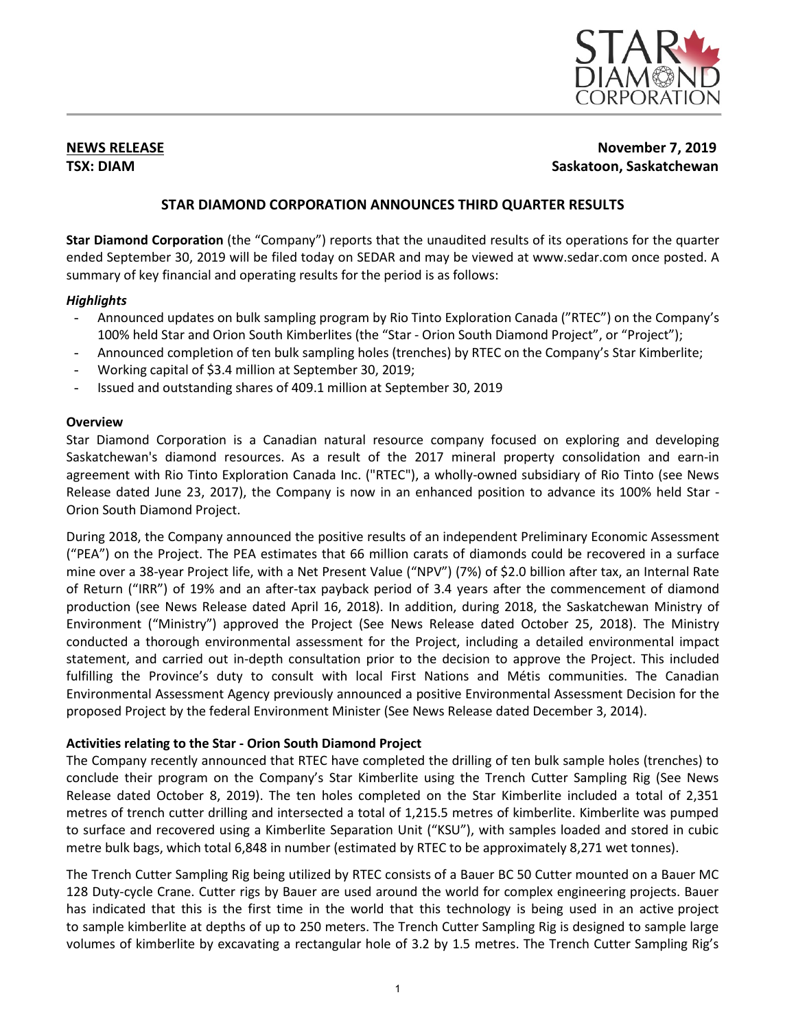**NEWS RELEASE**
**TSX: DIAM**

**November 7, 2019**
**Saskatoon, Saskatchewan**

# STAR DIAMOND CORPORATION ANNOUNCES THIRD QUARTER RESULTS

**Star Diamond Corporation** (the "Company") reports that the unaudited results of its operations for the quarter ended September 30, 2019 will be filed today on SEDAR and may be viewed at www.sedar.com once posted. A summary of key financial and operating results for the period is as follows:

### *Highlights*

- Announced updates on bulk sampling program by Rio Tinto Exploration Canada ("RTEC") on the Company's 100% held Star and Orion South Kimberlites (the "Star - Orion South Diamond Project", or "Project");
- Announced completion of ten bulk sampling holes (trenches) by RTEC on the Company's Star Kimberlite;
- Working capital of $3.4 million at September 30, 2019;
- Issued and outstanding shares of 409.1 million at September 30, 2019

### Overview

Star Diamond Corporation is a Canadian natural resource company focused on exploring and developing Saskatchewan's diamond resources. As a result of the 2017 mineral property consolidation and earn-in agreement with Rio Tinto Exploration Canada Inc. ("RTEC"), a wholly-owned subsidiary of Rio Tinto (see News Release dated June 23, 2017), the Company is now in an enhanced position to advance its 100% held Star - Orion South Diamond Project.

During 2018, the Company announced the positive results of an independent Preliminary Economic Assessment ("PEA") on the Project. The PEA estimates that 66 million carats of diamonds could be recovered in a surface mine over a 38-year Project life, with a Net Present Value ("NPV") (7%) of $2.0 billion after tax, an Internal Rate of Return ("IRR") of 19% and an after-tax payback period of 3.4 years after the commencement of diamond production (see News Release dated April 16, 2018). In addition, during 2018, the Saskatchewan Ministry of Environment ("Ministry") approved the Project (See News Release dated October 25, 2018). The Ministry conducted a thorough environmental assessment for the Project, including a detailed environmental impact statement, and carried out in-depth consultation prior to the decision to approve the Project. This included fulfilling the Province's duty to consult with local First Nations and Métis communities. The Canadian Environmental Assessment Agency previously announced a positive Environmental Assessment Decision for the proposed Project by the federal Environment Minister (See News Release dated December 3, 2014).

### Activities relating to the Star - Orion South Diamond Project

The Company recently announced that RTEC have completed the drilling of ten bulk sample holes (trenches) to conclude their program on the Company's Star Kimberlite using the Trench Cutter Sampling Rig (See News Release dated October 8, 2019). The ten holes completed on the Star Kimberlite included a total of 2,351 metres of trench cutter drilling and intersected a total of 1,215.5 metres of kimberlite. Kimberlite was pumped to surface and recovered using a Kimberlite Separation Unit ("KSU"), with samples loaded and stored in cubic metre bulk bags, which total 6,848 in number (estimated by RTEC to be approximately 8,271 wet tonnes).

The Trench Cutter Sampling Rig being utilized by RTEC consists of a Bauer BC 50 Cutter mounted on a Bauer MC 128 Duty-cycle Crane. Cutter rigs by Bauer are used around the world for complex engineering projects. Bauer has indicated that this is the first time in the world that this technology is being used in an active project to sample kimberlite at depths of up to 250 meters. The Trench Cutter Sampling Rig is designed to sample large volumes of kimberlite by excavating a rectangular hole of 3.2 by 1.5 metres. The Trench Cutter Sampling Rig's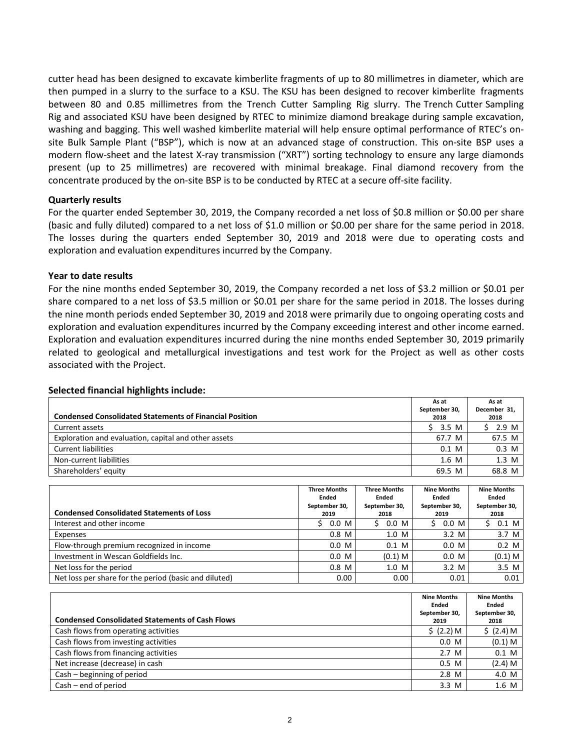cutter head has been designed to excavate kimberlite fragments of up to 80 millimetres in diameter, which are then pumped in a slurry to the surface to a KSU. The KSU has been designed to recover kimberlite fragments between 80 and 0.85 millimetres from the Trench Cutter Sampling Rig slurry. The Trench Cutter Sampling Rig and associated KSU have been designed by RTEC to minimize diamond breakage during sample excavation, washing and bagging. This well washed kimberlite material will help ensure optimal performance of RTEC's on-site Bulk Sample Plant ("BSP"), which is now at an advanced stage of construction. This on-site BSP uses a modern flow-sheet and the latest X-ray transmission ("XRT") sorting technology to ensure any large diamonds present (up to 25 millimetres) are recovered with minimal breakage. Final diamond recovery from the concentrate produced by the on-site BSP is to be conducted by RTEC at a secure off-site facility.

**Quarterly results**

For the quarter ended September 30, 2019, the Company recorded a net loss of $0.8 million or $0.00 per share (basic and fully diluted) compared to a net loss of $1.0 million or $0.00 per share for the same period in 2018. The losses during the quarters ended September 30, 2019 and 2018 were due to operating costs and exploration and evaluation expenditures incurred by the Company.

**Year to date results**

For the nine months ended September 30, 2019, the Company recorded a net loss of $3.2 million or $0.01 per share compared to a net loss of $3.5 million or $0.01 per share for the same period in 2018. The losses during the nine month periods ended September 30, 2019 and 2018 were primarily due to ongoing operating costs and exploration and evaluation expenditures incurred by the Company exceeding interest and other income earned. Exploration and evaluation expenditures incurred during the nine months ended September 30, 2019 primarily related to geological and metallurgical investigations and test work for the Project as well as other costs associated with the Project.

**Selected financial highlights include:**

| Condensed Consolidated Statements of Financial Position | As at September 30, 2018 | As at December 31, 2018 |
|---|---|---|
| Current assets | $ 3.5 M | $ 2.9 M |
| Exploration and evaluation, capital and other assets | 67.7 M | 67.5 M |
| Current liabilities | 0.1 M | 0.3 M |
| Non-current liabilities | 1.6 M | 1.3 M |
| Shareholders' equity | 69.5 M | 68.8 M |

| Condensed Consolidated Statements of Loss | Three Months Ended September 30, 2019 | Three Months Ended September 30, 2018 | Nine Months Ended September 30, 2019 | Nine Months Ended September 30, 2018 |
|---|---|---|---|---|
| Interest and other income | $ 0.0 M | $ 0.0 M | $ 0.0 M | $ 0.1 M |
| Expenses | 0.8 M | 1.0 M | 3.2 M | 3.7 M |
| Flow-through premium recognized in income | 0.0 M | 0.1 M | 0.0 M | 0.2 M |
| Investment in Wescan Goldfields Inc. | 0.0 M | (0.1) M | 0.0 M | (0.1) M |
| Net loss for the period | 0.8 M | 1.0 M | 3.2 M | 3.5 M |
| Net loss per share for the period (basic and diluted) | 0.00 | 0.00 | 0.01 | 0.01 |

| Condensed Consolidated Statements of Cash Flows | Nine Months Ended September 30, 2019 | Nine Months Ended September 30, 2018 |
|---|---|---|
| Cash flows from operating activities | $ (2.2) M | $ (2.4) M |
| Cash flows from investing activities | 0.0 M | (0.1) M |
| Cash flows from financing activities | 2.7 M | 0.1 M |
| Net increase (decrease) in cash | 0.5 M | (2.4) M |
| Cash – beginning of period | 2.8 M | 4.0 M |
| Cash – end of period | 3.3 M | 1.6 M |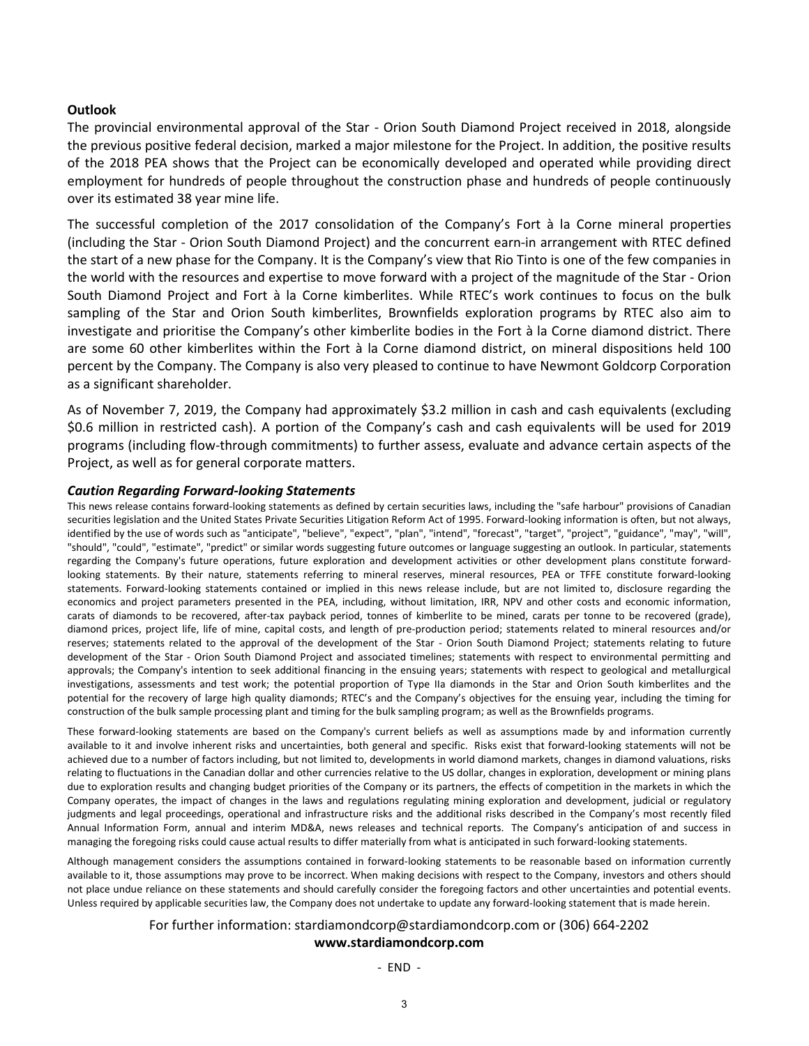**Outlook**

The provincial environmental approval of the Star - Orion South Diamond Project received in 2018, alongside the previous positive federal decision, marked a major milestone for the Project. In addition, the positive results of the 2018 PEA shows that the Project can be economically developed and operated while providing direct employment for hundreds of people throughout the construction phase and hundreds of people continuously over its estimated 38 year mine life.

The successful completion of the 2017 consolidation of the Company's Fort à la Corne mineral properties (including the Star - Orion South Diamond Project) and the concurrent earn-in arrangement with RTEC defined the start of a new phase for the Company. It is the Company's view that Rio Tinto is one of the few companies in the world with the resources and expertise to move forward with a project of the magnitude of the Star - Orion South Diamond Project and Fort à la Corne kimberlites. While RTEC's work continues to focus on the bulk sampling of the Star and Orion South kimberlites, Brownfields exploration programs by RTEC also aim to investigate and prioritise the Company's other kimberlite bodies in the Fort à la Corne diamond district. There are some 60 other kimberlites within the Fort à la Corne diamond district, on mineral dispositions held 100 percent by the Company. The Company is also very pleased to continue to have Newmont Goldcorp Corporation as a significant shareholder.

As of November 7, 2019, the Company had approximately $3.2 million in cash and cash equivalents (excluding $0.6 million in restricted cash). A portion of the Company's cash and cash equivalents will be used for 2019 programs (including flow-through commitments) to further assess, evaluate and advance certain aspects of the Project, as well as for general corporate matters.

***Caution Regarding Forward-looking Statements***

This news release contains forward-looking statements as defined by certain securities laws, including the "safe harbour" provisions of Canadian securities legislation and the United States Private Securities Litigation Reform Act of 1995. Forward-looking information is often, but not always, identified by the use of words such as "anticipate", "believe", "expect", "plan", "intend", "forecast", "target", "project", "guidance", "may", "will", "should", "could", "estimate", "predict" or similar words suggesting future outcomes or language suggesting an outlook. In particular, statements regarding the Company's future operations, future exploration and development activities or other development plans constitute forward-looking statements. By their nature, statements referring to mineral reserves, mineral resources, PEA or TFFE constitute forward-looking statements. Forward-looking statements contained or implied in this news release include, but are not limited to, disclosure regarding the economics and project parameters presented in the PEA, including, without limitation, IRR, NPV and other costs and economic information, carats of diamonds to be recovered, after-tax payback period, tonnes of kimberlite to be mined, carats per tonne to be recovered (grade), diamond prices, project life, life of mine, capital costs, and length of pre-production period; statements related to mineral resources and/or reserves; statements related to the approval of the development of the Star - Orion South Diamond Project; statements relating to future development of the Star - Orion South Diamond Project and associated timelines; statements with respect to environmental permitting and approvals; the Company's intention to seek additional financing in the ensuing years; statements with respect to geological and metallurgical investigations, assessments and test work; the potential proportion of Type IIa diamonds in the Star and Orion South kimberlites and the potential for the recovery of large high quality diamonds; RTEC's and the Company's objectives for the ensuing year, including the timing for construction of the bulk sample processing plant and timing for the bulk sampling program; as well as the Brownfields programs.

These forward-looking statements are based on the Company's current beliefs as well as assumptions made by and information currently available to it and involve inherent risks and uncertainties, both general and specific. Risks exist that forward-looking statements will not be achieved due to a number of factors including, but not limited to, developments in world diamond markets, changes in diamond valuations, risks relating to fluctuations in the Canadian dollar and other currencies relative to the US dollar, changes in exploration, development or mining plans due to exploration results and changing budget priorities of the Company or its partners, the effects of competition in the markets in which the Company operates, the impact of changes in the laws and regulations regulating mining exploration and development, judicial or regulatory judgments and legal proceedings, operational and infrastructure risks and the additional risks described in the Company's most recently filed Annual Information Form, annual and interim MD&A, news releases and technical reports. The Company's anticipation of and success in managing the foregoing risks could cause actual results to differ materially from what is anticipated in such forward-looking statements.

Although management considers the assumptions contained in forward-looking statements to be reasonable based on information currently available to it, those assumptions may prove to be incorrect. When making decisions with respect to the Company, investors and others should not place undue reliance on these statements and should carefully consider the foregoing factors and other uncertainties and potential events. Unless required by applicable securities law, the Company does not undertake to update any forward-looking statement that is made herein.

For further information: stardiamondcorp@stardiamondcorp.com or (306) 664-2202
**www.stardiamondcorp.com**

\- END -